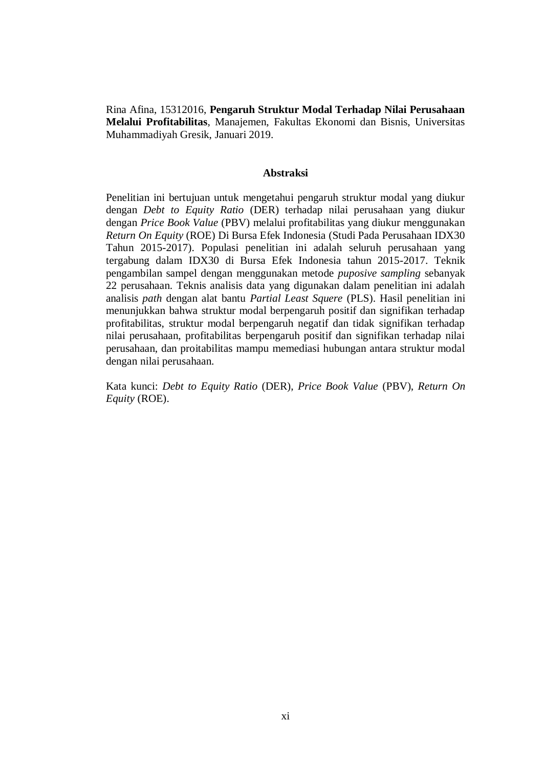Rina Afina, 15312016, **Pengaruh Struktur Modal Terhadap Nilai Perusahaan Melalui Profitabilitas**, Manajemen, Fakultas Ekonomi dan Bisnis, Universitas Muhammadiyah Gresik, Januari 2019.

## Abstraksi

Penelitian ini bertujuan untuk mengetahui pengaruh struktur modal yang diukur dengan *Debt to Equity Ratio* (DER) terhadap nilai perusahaan yang diukur dengan *Price Book Value* (PBV) melalui profitabilitas yang diukur menggunakan *Return On Equity* (ROE) Di Bursa Efek Indonesia (Studi Pada Perusahaan IDX30 Tahun 2015-2017). Populasi penelitian ini adalah seluruh perusahaan yang tergabung dalam IDX30 di Bursa Efek Indonesia tahun 2015-2017. Teknik pengambilan sampel dengan menggunakan metode *puposive sampling* sebanyak 22 perusahaan. Teknis analisis data yang digunakan dalam penelitian ini adalah analisis *path* dengan alat bantu *Partial Least Squere* (PLS). Hasil penelitian ini menunjukkan bahwa struktur modal berpengaruh positif dan signifikan terhadap profitabilitas, struktur modal berpengaruh negatif dan tidak signifikan terhadap nilai perusahaan, profitabilitas berpengaruh positif dan signifikan terhadap nilai perusahaan, dan proitabilitas mampu memediasi hubungan antara struktur modal dengan nilai perusahaan.

Kata kunci: *Debt to Equity Ratio* (DER), *Price Book Value* (PBV), *Return On Equity* (ROE).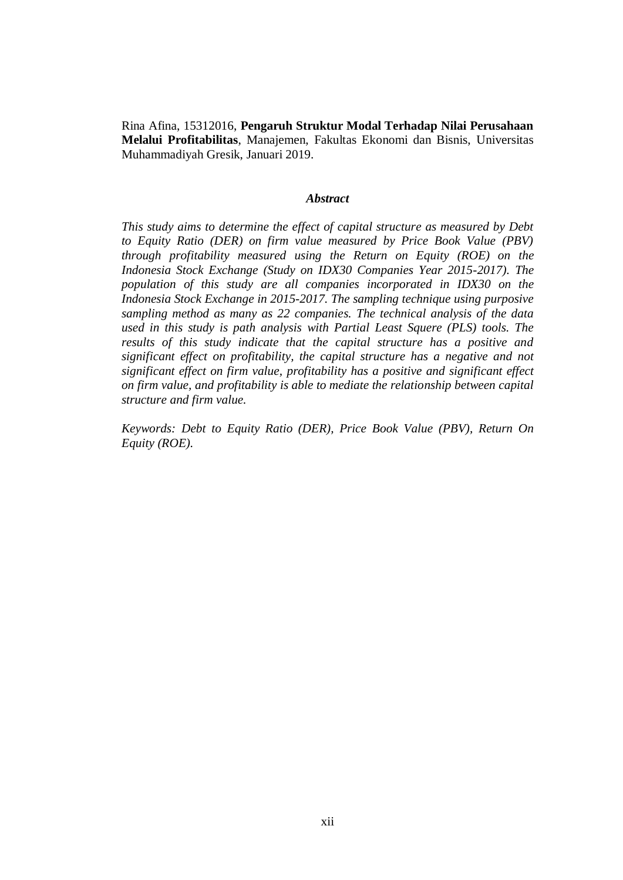Rina Afina, 15312016, **Pengaruh Struktur Modal Terhadap Nilai Perusahaan Melalui Profitabilitas**, Manajemen, Fakultas Ekonomi dan Bisnis, Universitas Muhammadiyah Gresik, Januari 2019.

***Abstract***

*This study aims to determine the effect of capital structure as measured by Debt to Equity Ratio (DER) on firm value measured by Price Book Value (PBV) through profitability measured using the Return on Equity (ROE) on the Indonesia Stock Exchange (Study on IDX30 Companies Year 2015-2017). The population of this study are all companies incorporated in IDX30 on the Indonesia Stock Exchange in 2015-2017. The sampling technique using purposive sampling method as many as 22 companies. The technical analysis of the data used in this study is path analysis with Partial Least Squere (PLS) tools. The results of this study indicate that the capital structure has a positive and significant effect on profitability, the capital structure has a negative and not significant effect on firm value, profitability has a positive and significant effect on firm value, and profitability is able to mediate the relationship between capital structure and firm value.*

*Keywords: Debt to Equity Ratio (DER), Price Book Value (PBV), Return On Equity (ROE).*